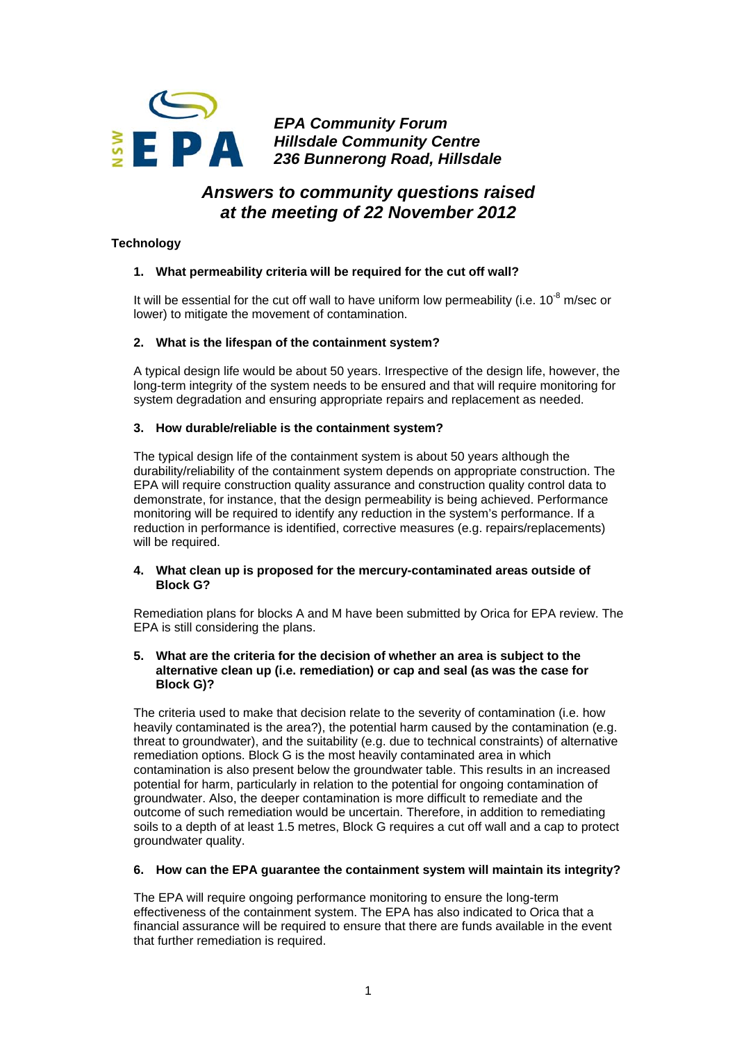**EPA Community Forum**
**Hillsdale Community Centre**
**236 Bunnerong Road, Hillsdale**

# *Answers to community questions raised at the meeting of 22 November 2012*

## Technology

**1. What permeability criteria will be required for the cut off wall?**

It will be essential for the cut off wall to have uniform low permeability (i.e. $10^{-8}$ m/sec or lower) to mitigate the movement of contamination.

**2. What is the lifespan of the containment system?**

A typical design life would be about 50 years. Irrespective of the design life, however, the long-term integrity of the system needs to be ensured and that will require monitoring for system degradation and ensuring appropriate repairs and replacement as needed.

**3. How durable/reliable is the containment system?**

The typical design life of the containment system is about 50 years although the durability/reliability of the containment system depends on appropriate construction. The EPA will require construction quality assurance and construction quality control data to demonstrate, for instance, that the design permeability is being achieved. Performance monitoring will be required to identify any reduction in the system's performance. If a reduction in performance is identified, corrective measures (e.g. repairs/replacements) will be required.

**4. What clean up is proposed for the mercury-contaminated areas outside of Block G?**

Remediation plans for blocks A and M have been submitted by Orica for EPA review. The EPA is still considering the plans.

**5. What are the criteria for the decision of whether an area is subject to the alternative clean up (i.e. remediation) or cap and seal (as was the case for Block G)?**

The criteria used to make that decision relate to the severity of contamination (i.e. how heavily contaminated is the area?), the potential harm caused by the contamination (e.g. threat to groundwater), and the suitability (e.g. due to technical constraints) of alternative remediation options. Block G is the most heavily contaminated area in which contamination is also present below the groundwater table. This results in an increased potential for harm, particularly in relation to the potential for ongoing contamination of groundwater. Also, the deeper contamination is more difficult to remediate and the outcome of such remediation would be uncertain. Therefore, in addition to remediating soils to a depth of at least 1.5 metres, Block G requires a cut off wall and a cap to protect groundwater quality.

**6. How can the EPA guarantee the containment system will maintain its integrity?**

The EPA will require ongoing performance monitoring to ensure the long-term effectiveness of the containment system. The EPA has also indicated to Orica that a financial assurance will be required to ensure that there are funds available in the event that further remediation is required.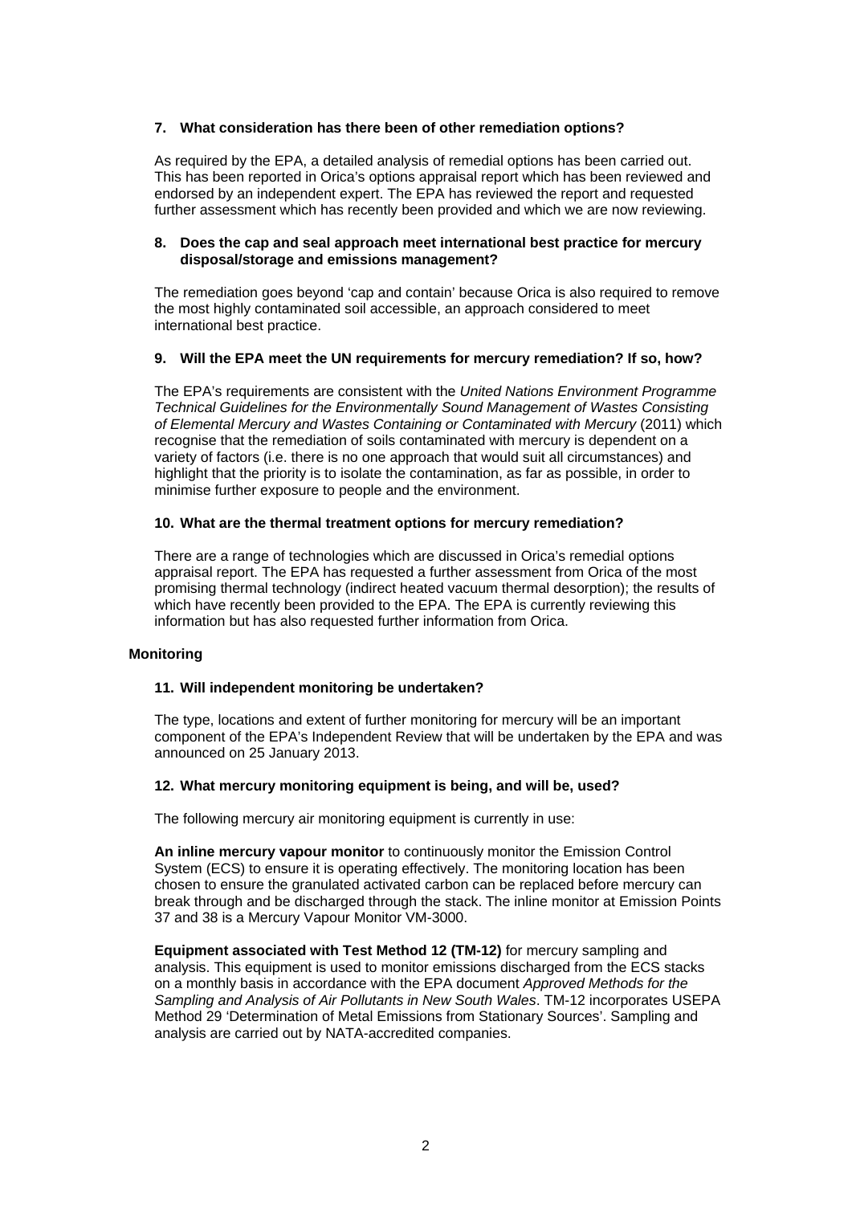**7. What consideration has there been of other remediation options?**

As required by the EPA, a detailed analysis of remedial options has been carried out. This has been reported in Orica's options appraisal report which has been reviewed and endorsed by an independent expert. The EPA has reviewed the report and requested further assessment which has recently been provided and which we are now reviewing.

**8. Does the cap and seal approach meet international best practice for mercury disposal/storage and emissions management?**

The remediation goes beyond 'cap and contain' because Orica is also required to remove the most highly contaminated soil accessible, an approach considered to meet international best practice.

**9. Will the EPA meet the UN requirements for mercury remediation? If so, how?**

The EPA's requirements are consistent with the *United Nations Environment Programme Technical Guidelines for the Environmentally Sound Management of Wastes Consisting of Elemental Mercury and Wastes Containing or Contaminated with Mercury* (2011) which recognise that the remediation of soils contaminated with mercury is dependent on a variety of factors (i.e. there is no one approach that would suit all circumstances) and highlight that the priority is to isolate the contamination, as far as possible, in order to minimise further exposure to people and the environment.

**10. What are the thermal treatment options for mercury remediation?**

There are a range of technologies which are discussed in Orica's remedial options appraisal report. The EPA has requested a further assessment from Orica of the most promising thermal technology (indirect heated vacuum thermal desorption); the results of which have recently been provided to the EPA. The EPA is currently reviewing this information but has also requested further information from Orica.

## Monitoring

**11. Will independent monitoring be undertaken?**

The type, locations and extent of further monitoring for mercury will be an important component of the EPA's Independent Review that will be undertaken by the EPA and was announced on 25 January 2013.

**12. What mercury monitoring equipment is being, and will be, used?**

The following mercury air monitoring equipment is currently in use:

**An inline mercury vapour monitor** to continuously monitor the Emission Control System (ECS) to ensure it is operating effectively. The monitoring location has been chosen to ensure the granulated activated carbon can be replaced before mercury can break through and be discharged through the stack. The inline monitor at Emission Points 37 and 38 is a Mercury Vapour Monitor VM-3000.

**Equipment associated with Test Method 12 (TM-12)** for mercury sampling and analysis. This equipment is used to monitor emissions discharged from the ECS stacks on a monthly basis in accordance with the EPA document *Approved Methods for the Sampling and Analysis of Air Pollutants in New South Wales*. TM-12 incorporates USEPA Method 29 'Determination of Metal Emissions from Stationary Sources'. Sampling and analysis are carried out by NATA-accredited companies.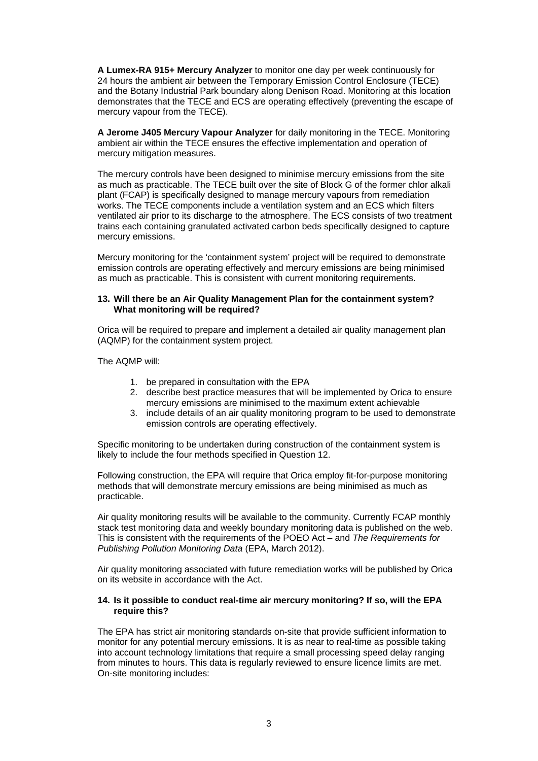**A Lumex-RA 915+ Mercury Analyzer** to monitor one day per week continuously for 24 hours the ambient air between the Temporary Emission Control Enclosure (TECE) and the Botany Industrial Park boundary along Denison Road. Monitoring at this location demonstrates that the TECE and ECS are operating effectively (preventing the escape of mercury vapour from the TECE).

**A Jerome J405 Mercury Vapour Analyzer** for daily monitoring in the TECE. Monitoring ambient air within the TECE ensures the effective implementation and operation of mercury mitigation measures.

The mercury controls have been designed to minimise mercury emissions from the site as much as practicable. The TECE built over the site of Block G of the former chlor alkali plant (FCAP) is specifically designed to manage mercury vapours from remediation works. The TECE components include a ventilation system and an ECS which filters ventilated air prior to its discharge to the atmosphere. The ECS consists of two treatment trains each containing granulated activated carbon beds specifically designed to capture mercury emissions.

Mercury monitoring for the 'containment system' project will be required to demonstrate emission controls are operating effectively and mercury emissions are being minimised as much as practicable. This is consistent with current monitoring requirements.

### 13. Will there be an Air Quality Management Plan for the containment system? What monitoring will be required?

Orica will be required to prepare and implement a detailed air quality management plan (AQMP) for the containment system project.

The AQMP will:

1. be prepared in consultation with the EPA
2. describe best practice measures that will be implemented by Orica to ensure mercury emissions are minimised to the maximum extent achievable
3. include details of an air quality monitoring program to be used to demonstrate emission controls are operating effectively.

Specific monitoring to be undertaken during construction of the containment system is likely to include the four methods specified in Question 12.

Following construction, the EPA will require that Orica employ fit-for-purpose monitoring methods that will demonstrate mercury emissions are being minimised as much as practicable.

Air quality monitoring results will be available to the community. Currently FCAP monthly stack test monitoring data and weekly boundary monitoring data is published on the web. This is consistent with the requirements of the POEO Act – and *The Requirements for Publishing Pollution Monitoring Data* (EPA, March 2012).

Air quality monitoring associated with future remediation works will be published by Orica on its website in accordance with the Act.

### 14. Is it possible to conduct real-time air mercury monitoring? If so, will the EPA require this?

The EPA has strict air monitoring standards on-site that provide sufficient information to monitor for any potential mercury emissions. It is as near to real-time as possible taking into account technology limitations that require a small processing speed delay ranging from minutes to hours. This data is regularly reviewed to ensure licence limits are met. On-site monitoring includes: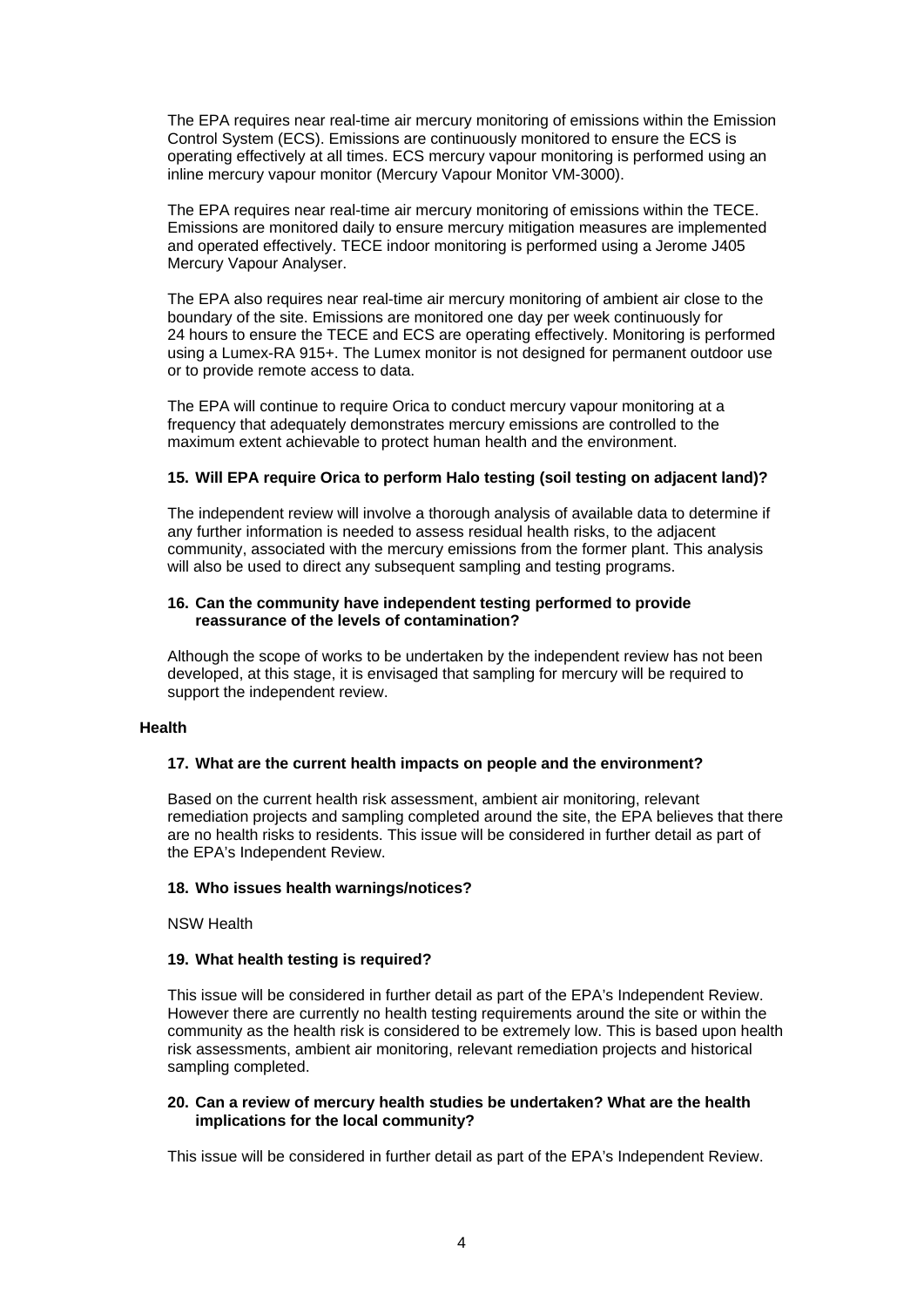The EPA requires near real-time air mercury monitoring of emissions within the Emission Control System (ECS). Emissions are continuously monitored to ensure the ECS is operating effectively at all times. ECS mercury vapour monitoring is performed using an inline mercury vapour monitor (Mercury Vapour Monitor VM-3000).

The EPA requires near real-time air mercury monitoring of emissions within the TECE. Emissions are monitored daily to ensure mercury mitigation measures are implemented and operated effectively. TECE indoor monitoring is performed using a Jerome J405 Mercury Vapour Analyser.

The EPA also requires near real-time air mercury monitoring of ambient air close to the boundary of the site. Emissions are monitored one day per week continuously for 24 hours to ensure the TECE and ECS are operating effectively. Monitoring is performed using a Lumex-RA 915+. The Lumex monitor is not designed for permanent outdoor use or to provide remote access to data.

The EPA will continue to require Orica to conduct mercury vapour monitoring at a frequency that adequately demonstrates mercury emissions are controlled to the maximum extent achievable to protect human health and the environment.

**15. Will EPA require Orica to perform Halo testing (soil testing on adjacent land)?**

The independent review will involve a thorough analysis of available data to determine if any further information is needed to assess residual health risks, to the adjacent community, associated with the mercury emissions from the former plant. This analysis will also be used to direct any subsequent sampling and testing programs.

**16. Can the community have independent testing performed to provide reassurance of the levels of contamination?**

Although the scope of works to be undertaken by the independent review has not been developed, at this stage, it is envisaged that sampling for mercury will be required to support the independent review.

**Health**

**17. What are the current health impacts on people and the environment?**

Based on the current health risk assessment, ambient air monitoring, relevant remediation projects and sampling completed around the site, the EPA believes that there are no health risks to residents. This issue will be considered in further detail as part of the EPA's Independent Review.

**18. Who issues health warnings/notices?**

NSW Health

**19. What health testing is required?**

This issue will be considered in further detail as part of the EPA's Independent Review. However there are currently no health testing requirements around the site or within the community as the health risk is considered to be extremely low. This is based upon health risk assessments, ambient air monitoring, relevant remediation projects and historical sampling completed.

**20. Can a review of mercury health studies be undertaken? What are the health implications for the local community?**

This issue will be considered in further detail as part of the EPA's Independent Review.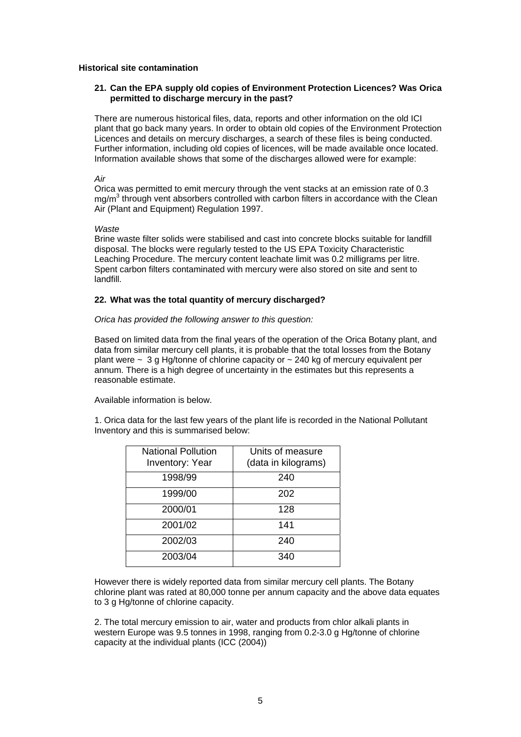**Historical site contamination**

**21. Can the EPA supply old copies of Environment Protection Licences? Was Orica permitted to discharge mercury in the past?**

There are numerous historical files, data, reports and other information on the old ICI plant that go back many years. In order to obtain old copies of the Environment Protection Licences and details on mercury discharges, a search of these files is being conducted. Further information, including old copies of licences, will be made available once located. Information available shows that some of the discharges allowed were for example:

*Air*
Orica was permitted to emit mercury through the vent stacks at an emission rate of 0.3 $mg/m^3$ through vent absorbers controlled with carbon filters in accordance with the Clean Air (Plant and Equipment) Regulation 1997.

*Waste*
Brine waste filter solids were stabilised and cast into concrete blocks suitable for landfill disposal. The blocks were regularly tested to the US EPA Toxicity Characteristic Leaching Procedure. The mercury content leachate limit was 0.2 milligrams per litre. Spent carbon filters contaminated with mercury were also stored on site and sent to landfill.

**22. What was the total quantity of mercury discharged?**

*Orica has provided the following answer to this question:*

Based on limited data from the final years of the operation of the Orica Botany plant, and data from similar mercury cell plants, it is probable that the total losses from the Botany plant were ~ 3 g Hg/tonne of chlorine capacity or ~ 240 kg of mercury equivalent per annum. There is a high degree of uncertainty in the estimates but this represents a reasonable estimate.

Available information is below.

1. Orica data for the last few years of the plant life is recorded in the National Pollutant Inventory and this is summarised below:

| National Pollution Inventory: Year | Units of measure (data in kilograms) |
|---|---|
| 1998/99 | 240 |
| 1999/00 | 202 |
| 2000/01 | 128 |
| 2001/02 | 141 |
| 2002/03 | 240 |
| 2003/04 | 340 |

However there is widely reported data from similar mercury cell plants. The Botany chlorine plant was rated at 80,000 tonne per annum capacity and the above data equates to 3 g Hg/tonne of chlorine capacity.

2. The total mercury emission to air, water and products from chlor alkali plants in western Europe was 9.5 tonnes in 1998, ranging from 0.2-3.0 g Hg/tonne of chlorine capacity at the individual plants (ICC (2004))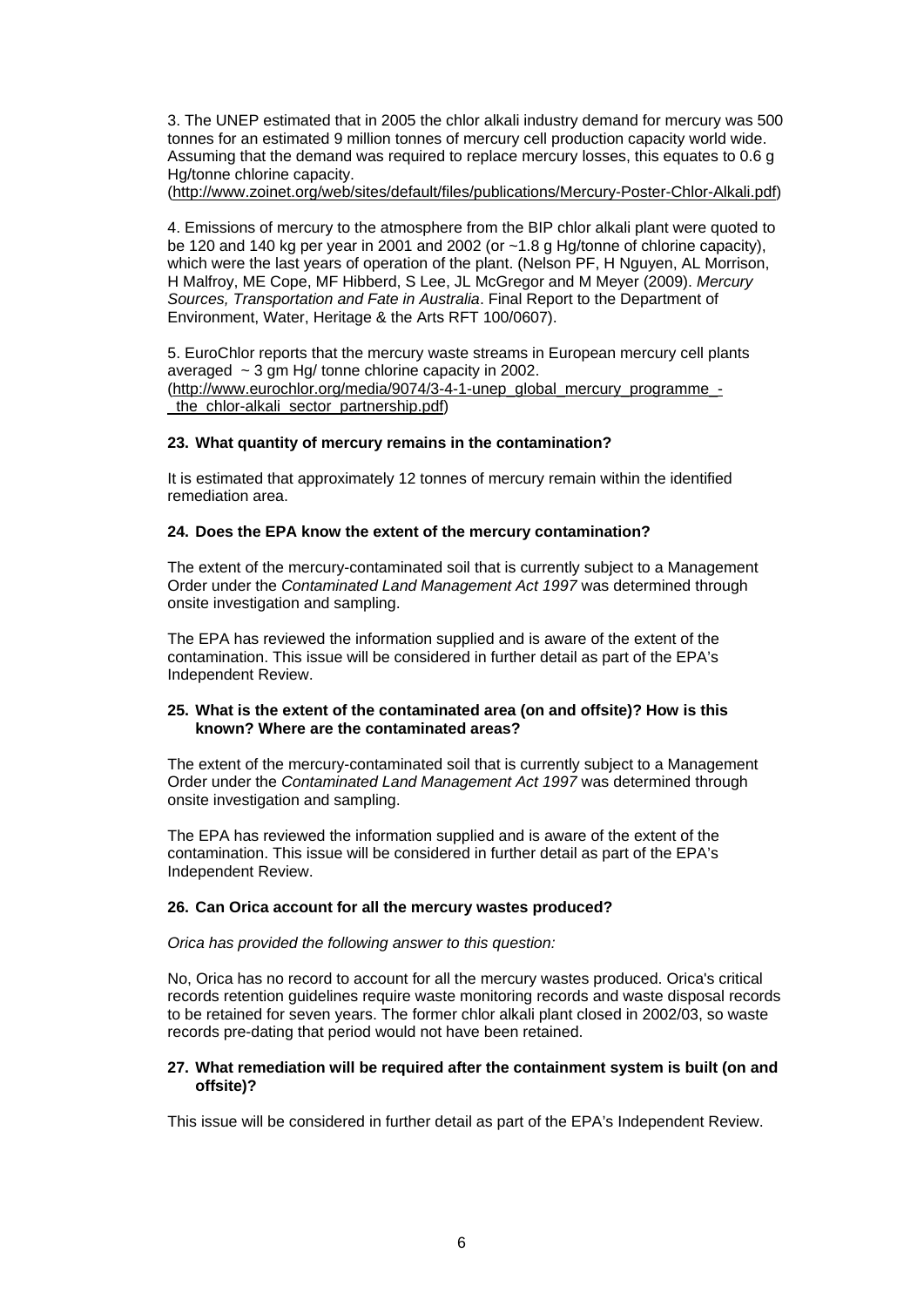3. The UNEP estimated that in 2005 the chlor alkali industry demand for mercury was 500 tonnes for an estimated 9 million tonnes of mercury cell production capacity world wide. Assuming that the demand was required to replace mercury losses, this equates to 0.6 g Hg/tonne chlorine capacity.
(http://www.zoinet.org/web/sites/default/files/publications/Mercury-Poster-Chlor-Alkali.pdf)

4. Emissions of mercury to the atmosphere from the BIP chlor alkali plant were quoted to be 120 and 140 kg per year in 2001 and 2002 (or ~1.8 g Hg/tonne of chlorine capacity), which were the last years of operation of the plant. (Nelson PF, H Nguyen, AL Morrison, H Malfroy, ME Cope, MF Hibberd, S Lee, JL McGregor and M Meyer (2009). *Mercury Sources, Transportation and Fate in Australia*. Final Report to the Department of Environment, Water, Heritage & the Arts RFT 100/0607).

5. EuroChlor reports that the mercury waste streams in European mercury cell plants averaged ~ 3 gm Hg/ tonne chlorine capacity in 2002.
(http://www.eurochlor.org/media/9074/3-4-1-unep_global_mercury_programme_-_the_chlor-alkali_sector_partnership.pdf)

**23. What quantity of mercury remains in the contamination?**

It is estimated that approximately 12 tonnes of mercury remain within the identified remediation area.

**24. Does the EPA know the extent of the mercury contamination?**

The extent of the mercury-contaminated soil that is currently subject to a Management Order under the *Contaminated Land Management Act 1997* was determined through onsite investigation and sampling.

The EPA has reviewed the information supplied and is aware of the extent of the contamination. This issue will be considered in further detail as part of the EPA's Independent Review.

**25. What is the extent of the contaminated area (on and offsite)? How is this known? Where are the contaminated areas?**

The extent of the mercury-contaminated soil that is currently subject to a Management Order under the *Contaminated Land Management Act 1997* was determined through onsite investigation and sampling.

The EPA has reviewed the information supplied and is aware of the extent of the contamination. This issue will be considered in further detail as part of the EPA's Independent Review.

**26. Can Orica account for all the mercury wastes produced?**

*Orica has provided the following answer to this question:*

No, Orica has no record to account for all the mercury wastes produced. Orica's critical records retention guidelines require waste monitoring records and waste disposal records to be retained for seven years. The former chlor alkali plant closed in 2002/03, so waste records pre-dating that period would not have been retained.

**27. What remediation will be required after the containment system is built (on and offsite)?**

This issue will be considered in further detail as part of the EPA's Independent Review.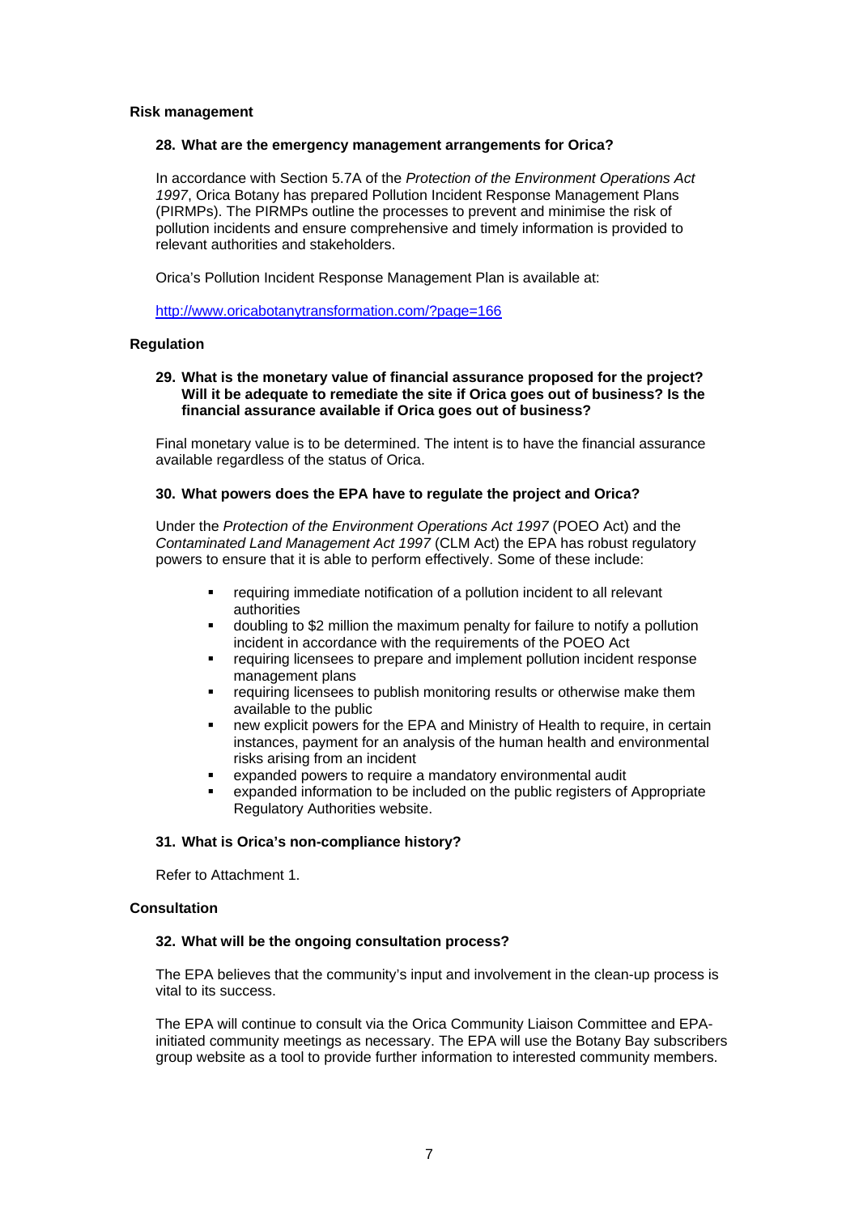### Risk management

#### 28. What are the emergency management arrangements for Orica?

In accordance with Section 5.7A of the *Protection of the Environment Operations Act 1997*, Orica Botany has prepared Pollution Incident Response Management Plans (PIRMPs). The PIRMPs outline the processes to prevent and minimise the risk of pollution incidents and ensure comprehensive and timely information is provided to relevant authorities and stakeholders.

Orica's Pollution Incident Response Management Plan is available at:

http://www.oricabotanytransformation.com/?page=166

### Regulation

#### 29. What is the monetary value of financial assurance proposed for the project? Will it be adequate to remediate the site if Orica goes out of business? Is the financial assurance available if Orica goes out of business?

Final monetary value is to be determined. The intent is to have the financial assurance available regardless of the status of Orica.

#### 30. What powers does the EPA have to regulate the project and Orica?

Under the *Protection of the Environment Operations Act 1997* (POEO Act) and the *Contaminated Land Management Act 1997* (CLM Act) the EPA has robust regulatory powers to ensure that it is able to perform effectively. Some of these include:

- requiring immediate notification of a pollution incident to all relevant authorities
- doubling to $2 million the maximum penalty for failure to notify a pollution incident in accordance with the requirements of the POEO Act
- requiring licensees to prepare and implement pollution incident response management plans
- requiring licensees to publish monitoring results or otherwise make them available to the public
- new explicit powers for the EPA and Ministry of Health to require, in certain instances, payment for an analysis of the human health and environmental risks arising from an incident
- expanded powers to require a mandatory environmental audit
- expanded information to be included on the public registers of Appropriate Regulatory Authorities website.

#### 31. What is Orica's non-compliance history?

Refer to Attachment 1.

### Consultation

#### 32. What will be the ongoing consultation process?

The EPA believes that the community's input and involvement in the clean-up process is vital to its success.

The EPA will continue to consult via the Orica Community Liaison Committee and EPA-initiated community meetings as necessary. The EPA will use the Botany Bay subscribers group website as a tool to provide further information to interested community members.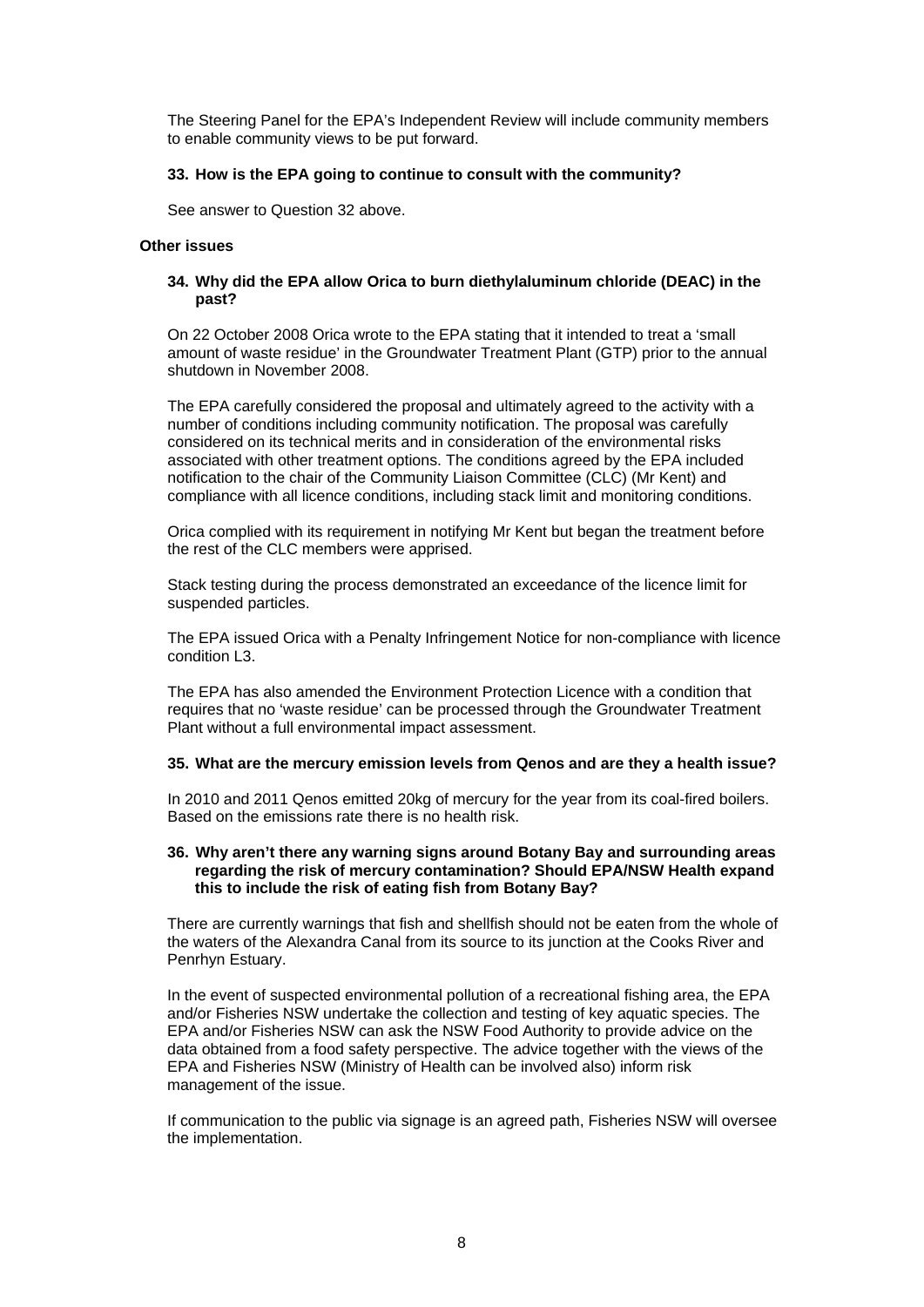The Steering Panel for the EPA's Independent Review will include community members to enable community views to be put forward.

**33. How is the EPA going to continue to consult with the community?**

See answer to Question 32 above.

**Other issues**

**34. Why did the EPA allow Orica to burn diethylaluminum chloride (DEAC) in the past?**

On 22 October 2008 Orica wrote to the EPA stating that it intended to treat a 'small amount of waste residue' in the Groundwater Treatment Plant (GTP) prior to the annual shutdown in November 2008.

The EPA carefully considered the proposal and ultimately agreed to the activity with a number of conditions including community notification. The proposal was carefully considered on its technical merits and in consideration of the environmental risks associated with other treatment options. The conditions agreed by the EPA included notification to the chair of the Community Liaison Committee (CLC) (Mr Kent) and compliance with all licence conditions, including stack limit and monitoring conditions.

Orica complied with its requirement in notifying Mr Kent but began the treatment before the rest of the CLC members were apprised.

Stack testing during the process demonstrated an exceedance of the licence limit for suspended particles.

The EPA issued Orica with a Penalty Infringement Notice for non-compliance with licence condition L3.

The EPA has also amended the Environment Protection Licence with a condition that requires that no 'waste residue' can be processed through the Groundwater Treatment Plant without a full environmental impact assessment.

**35. What are the mercury emission levels from Qenos and are they a health issue?**

In 2010 and 2011 Qenos emitted 20kg of mercury for the year from its coal-fired boilers. Based on the emissions rate there is no health risk.

**36. Why aren't there any warning signs around Botany Bay and surrounding areas regarding the risk of mercury contamination? Should EPA/NSW Health expand this to include the risk of eating fish from Botany Bay?**

There are currently warnings that fish and shellfish should not be eaten from the whole of the waters of the Alexandra Canal from its source to its junction at the Cooks River and Penrhyn Estuary.

In the event of suspected environmental pollution of a recreational fishing area, the EPA and/or Fisheries NSW undertake the collection and testing of key aquatic species. The EPA and/or Fisheries NSW can ask the NSW Food Authority to provide advice on the data obtained from a food safety perspective. The advice together with the views of the EPA and Fisheries NSW (Ministry of Health can be involved also) inform risk management of the issue.

If communication to the public via signage is an agreed path, Fisheries NSW will oversee the implementation.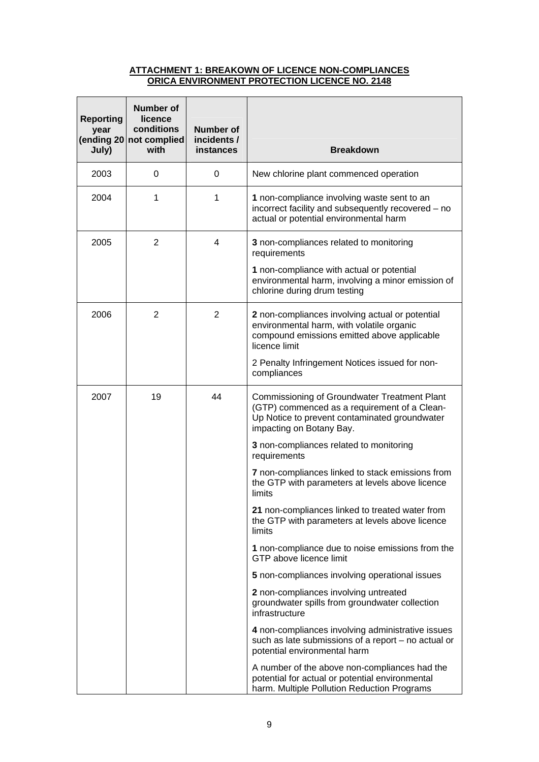**ATTACHMENT 1: BREAKOWN OF LICENCE NON-COMPLIANCES**
**ORICA ENVIRONMENT PROTECTION LICENCE NO. 2148**

| Reporting year (ending 20 July) | Number of licence conditions not complied with | Number of incidents / instances | Breakdown |
|---|---|---|---|
| 2003 | 0 | 0 | New chlorine plant commenced operation |
| 2004 | 1 | 1 | **1** non-compliance involving waste sent to an incorrect facility and subsequently recovered – no actual or potential environmental harm |
| 2005 | 2 | 4 | **3** non-compliances related to monitoring requirements<br><br>**1** non-compliance with actual or potential environmental harm, involving a minor emission of chlorine during drum testing |
| 2006 | 2 | 2 | **2** non-compliances involving actual or potential environmental harm, with volatile organic compound emissions emitted above applicable licence limit<br><br>2 Penalty Infringement Notices issued for non-compliances |
| 2007 | 19 | 44 | Commissioning of Groundwater Treatment Plant (GTP) commenced as a requirement of a Clean-Up Notice to prevent contaminated groundwater impacting on Botany Bay.<br><br>**3** non-compliances related to monitoring requirements<br><br>**7** non-compliances linked to stack emissions from the GTP with parameters at levels above licence limits<br><br>**21** non-compliances linked to treated water from the GTP with parameters at levels above licence limits<br><br>**1** non-compliance due to noise emissions from the GTP above licence limit<br><br>**5** non-compliances involving operational issues<br><br>**2** non-compliances involving untreated groundwater spills from groundwater collection infrastructure<br><br>**4** non-compliances involving administrative issues such as late submissions of a report – no actual or potential environmental harm<br><br>A number of the above non-compliances had the potential for actual or potential environmental harm. Multiple Pollution Reduction Programs |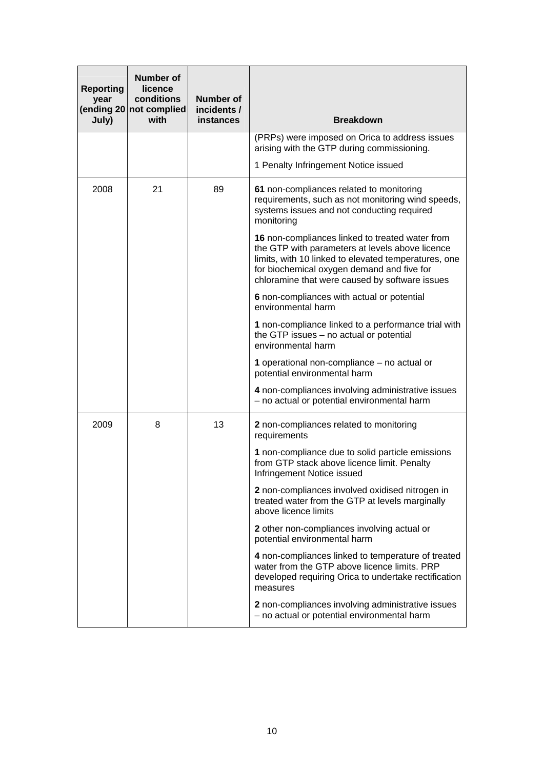| Reporting year (ending 20 July) | Number of licence conditions not complied with | Number of incidents / instances | Breakdown |
|---|---|---|---|
| | | | (PRPs) were imposed on Orica to address issues arising with the GTP during commissioning.<br><br>1 Penalty Infringement Notice issued |
| 2008 | 21 | 89 | **61** non-compliances related to monitoring requirements, such as not monitoring wind speeds, systems issues and not conducting required monitoring<br><br>**16** non-compliances linked to treated water from the GTP with parameters at levels above licence limits, with 10 linked to elevated temperatures, one for biochemical oxygen demand and five for chloramine that were caused by software issues<br><br>**6** non-compliances with actual or potential environmental harm<br><br>**1** non-compliance linked to a performance trial with the GTP issues – no actual or potential environmental harm<br><br>**1** operational non-compliance – no actual or potential environmental harm<br><br>**4** non-compliances involving administrative issues – no actual or potential environmental harm |
| 2009 | 8 | 13 | **2** non-compliances related to monitoring requirements<br><br>**1** non-compliance due to solid particle emissions from GTP stack above licence limit. Penalty Infringement Notice issued<br><br>**2** non-compliances involved oxidised nitrogen in treated water from the GTP at levels marginally above licence limits<br><br>**2** other non-compliances involving actual or potential environmental harm<br><br>**4** non-compliances linked to temperature of treated water from the GTP above licence limits. PRP developed requiring Orica to undertake rectification measures<br><br>**2** non-compliances involving administrative issues – no actual or potential environmental harm |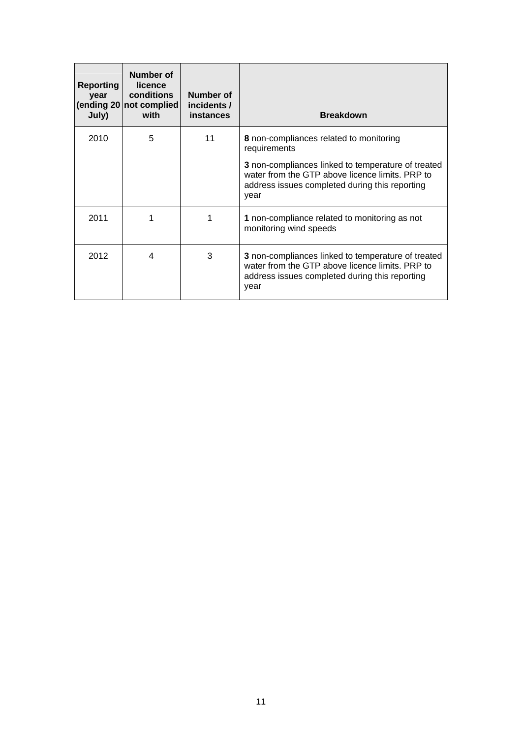| Reporting year (ending 20 July) | Number of licence conditions not complied with | Number of incidents / instances | Breakdown |
| --- | --- | --- | --- |
| 2010 | 5 | 11 | **8** non-compliances related to monitoring requirements<br><br>**3** non-compliances linked to temperature of treated water from the GTP above licence limits. PRP to address issues completed during this reporting year |
| 2011 | 1 | 1 | **1** non-compliance related to monitoring as not monitoring wind speeds |
| 2012 | 4 | 3 | **3** non-compliances linked to temperature of treated water from the GTP above licence limits. PRP to address issues completed during this reporting year |